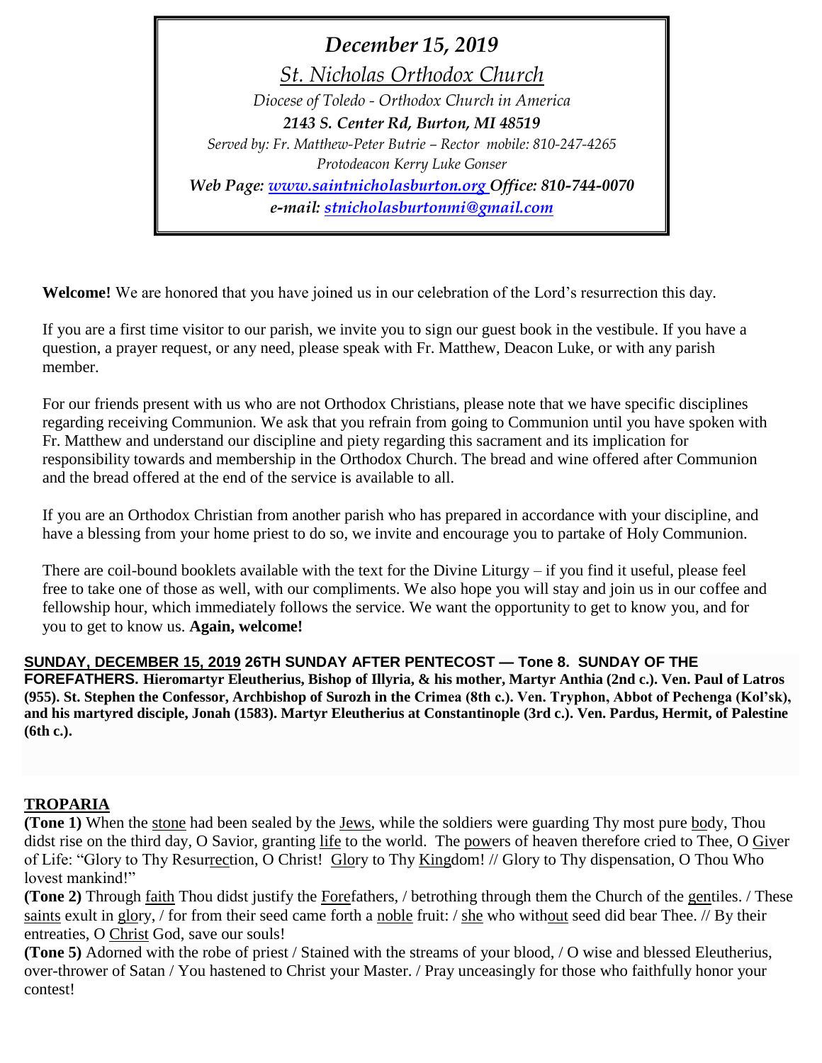*December 15, 2019*

*St. Nicholas Orthodox Church*

*Diocese of Toledo - Orthodox Church in America*

***2143 S. Center Rd, Burton, MI 48519***

*Served by: Fr. Matthew-Peter Butrie – Rector mobile: 810-247-4265*

*Protodeacon Kerry Luke Gonser*

***Web Page: [www.saintnicholasburton.org](http://www.saintnicholasburton.org) Office: 810-744-0070***

***e-mail: [stnicholasburtonmi@gmail.com](mailto:stnicholasburtonmi@gmail.com)***

**Welcome!** We are honored that you have joined us in our celebration of the Lord's resurrection this day.

If you are a first time visitor to our parish, we invite you to sign our guest book in the vestibule. If you have a question, a prayer request, or any need, please speak with Fr. Matthew, Deacon Luke, or with any parish member.

For our friends present with us who are not Orthodox Christians, please note that we have specific disciplines regarding receiving Communion. We ask that you refrain from going to Communion until you have spoken with Fr. Matthew and understand our discipline and piety regarding this sacrament and its implication for responsibility towards and membership in the Orthodox Church. The bread and wine offered after Communion and the bread offered at the end of the service is available to all.

If you are an Orthodox Christian from another parish who has prepared in accordance with your discipline, and have a blessing from your home priest to do so, we invite and encourage you to partake of Holy Communion.

There are coil-bound booklets available with the text for the Divine Liturgy – if you find it useful, please feel free to take one of those as well, with our compliments. We also hope you will stay and join us in our coffee and fellowship hour, which immediately follows the service. We want the opportunity to get to know you, and for you to get to know us. **Again, welcome!**

**SUNDAY, DECEMBER 15, 2019 26TH SUNDAY AFTER PENTECOST — Tone 8. SUNDAY OF THE FOREFATHERS. Hieromartyr Eleutherius, Bishop of Illyria, & his mother, Martyr Anthia (2nd c.). Ven. Paul of Latros (955). St. Stephen the Confessor, Archbishop of Surozh in the Crimea (8th c.). Ven. Tryphon, Abbot of Pechenga (Kol'sk), and his martyred disciple, Jonah (1583). Martyr Eleutherius at Constantinople (3rd c.). Ven. Pardus, Hermit, of Palestine (6th c.).**

## TROPARIA

**(Tone 1)** When the stone had been sealed by the Jews, while the soldiers were guarding Thy most pure body, Thou didst rise on the third day, O Savior, granting life to the world. The powers of heaven therefore cried to Thee, O Giver of Life: "Glory to Thy Resurrection, O Christ! Glory to Thy Kingdom! // Glory to Thy dispensation, O Thou Who lovest mankind!"

**(Tone 2)** Through faith Thou didst justify the Forefathers, / betrothing through them the Church of the gentiles. / These saints exult in glory, / for from their seed came forth a noble fruit: / she who without seed did bear Thee. // By their entreaties, O Christ God, save our souls!

**(Tone 5)** Adorned with the robe of priest / Stained with the streams of your blood, / O wise and blessed Eleutherius, over-thrower of Satan / You hastened to Christ your Master. / Pray unceasingly for those who faithfully honor your contest!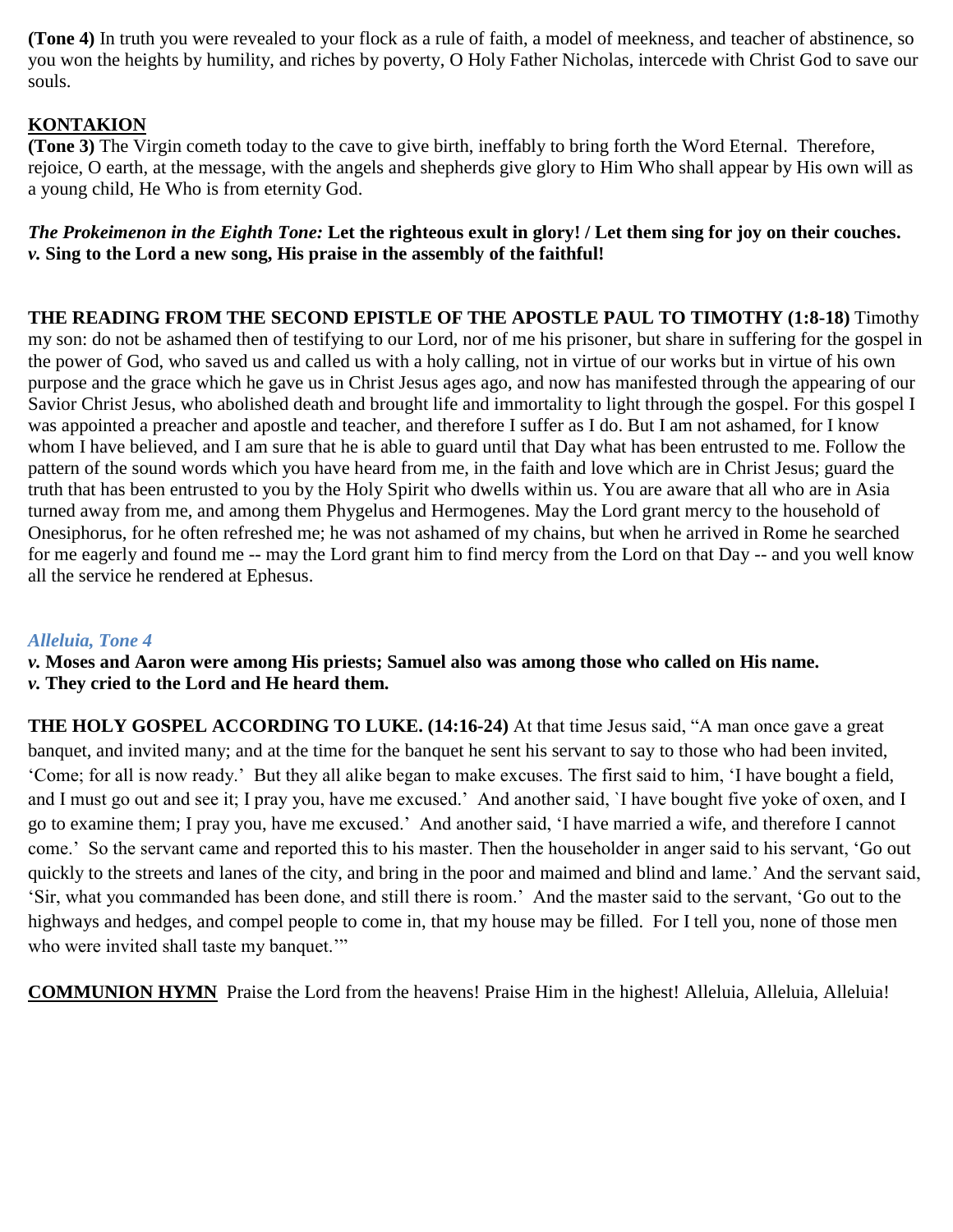**(Tone 4)** In truth you were revealed to your flock as a rule of faith, a model of meekness, and teacher of abstinence, so you won the heights by humility, and riches by poverty, O Holy Father Nicholas, intercede with Christ God to save our souls.

## KONTAKION

**(Tone 3)** The Virgin cometh today to the cave to give birth, ineffably to bring forth the Word Eternal. Therefore, rejoice, O earth, at the message, with the angels and shepherds give glory to Him Who shall appear by His own will as a young child, He Who is from eternity God.

***The Prokeimenon in the Eighth Tone:*** **Let the righteous exult in glory! / Let them sing for joy on their couches.**
***v.*** **Sing to the Lord a new song, His praise in the assembly of the faithful!**

**THE READING FROM THE SECOND EPISTLE OF THE APOSTLE PAUL TO TIMOTHY (1:8-18)** Timothy my son: do not be ashamed then of testifying to our Lord, nor of me his prisoner, but share in suffering for the gospel in the power of God, who saved us and called us with a holy calling, not in virtue of our works but in virtue of his own purpose and the grace which he gave us in Christ Jesus ages ago, and now has manifested through the appearing of our Savior Christ Jesus, who abolished death and brought life and immortality to light through the gospel. For this gospel I was appointed a preacher and apostle and teacher, and therefore I suffer as I do. But I am not ashamed, for I know whom I have believed, and I am sure that he is able to guard until that Day what has been entrusted to me. Follow the pattern of the sound words which you have heard from me, in the faith and love which are in Christ Jesus; guard the truth that has been entrusted to you by the Holy Spirit who dwells within us. You are aware that all who are in Asia turned away from me, and among them Phygelus and Hermogenes. May the Lord grant mercy to the household of Onesiphorus, for he often refreshed me; he was not ashamed of my chains, but when he arrived in Rome he searched for me eagerly and found me -- may the Lord grant him to find mercy from the Lord on that Day -- and you well know all the service he rendered at Ephesus.

***Alleluia, Tone 4***
***v.*** **Moses and Aaron were among His priests; Samuel also was among those who called on His name.**
***v.*** **They cried to the Lord and He heard them.**

**THE HOLY GOSPEL ACCORDING TO LUKE. (14:16-24)** At that time Jesus said, "A man once gave a great banquet, and invited many; and at the time for the banquet he sent his servant to say to those who had been invited, 'Come; for all is now ready.' But they all alike began to make excuses. The first said to him, 'I have bought a field, and I must go out and see it; I pray you, have me excused.' And another said, `I have bought five yoke of oxen, and I go to examine them; I pray you, have me excused.' And another said, 'I have married a wife, and therefore I cannot come.' So the servant came and reported this to his master. Then the householder in anger said to his servant, 'Go out quickly to the streets and lanes of the city, and bring in the poor and maimed and blind and lame.' And the servant said, 'Sir, what you commanded has been done, and still there is room.' And the master said to the servant, 'Go out to the highways and hedges, and compel people to come in, that my house may be filled. For I tell you, none of those men who were invited shall taste my banquet.'"

**COMMUNION HYMN** Praise the Lord from the heavens! Praise Him in the highest! Alleluia, Alleluia, Alleluia!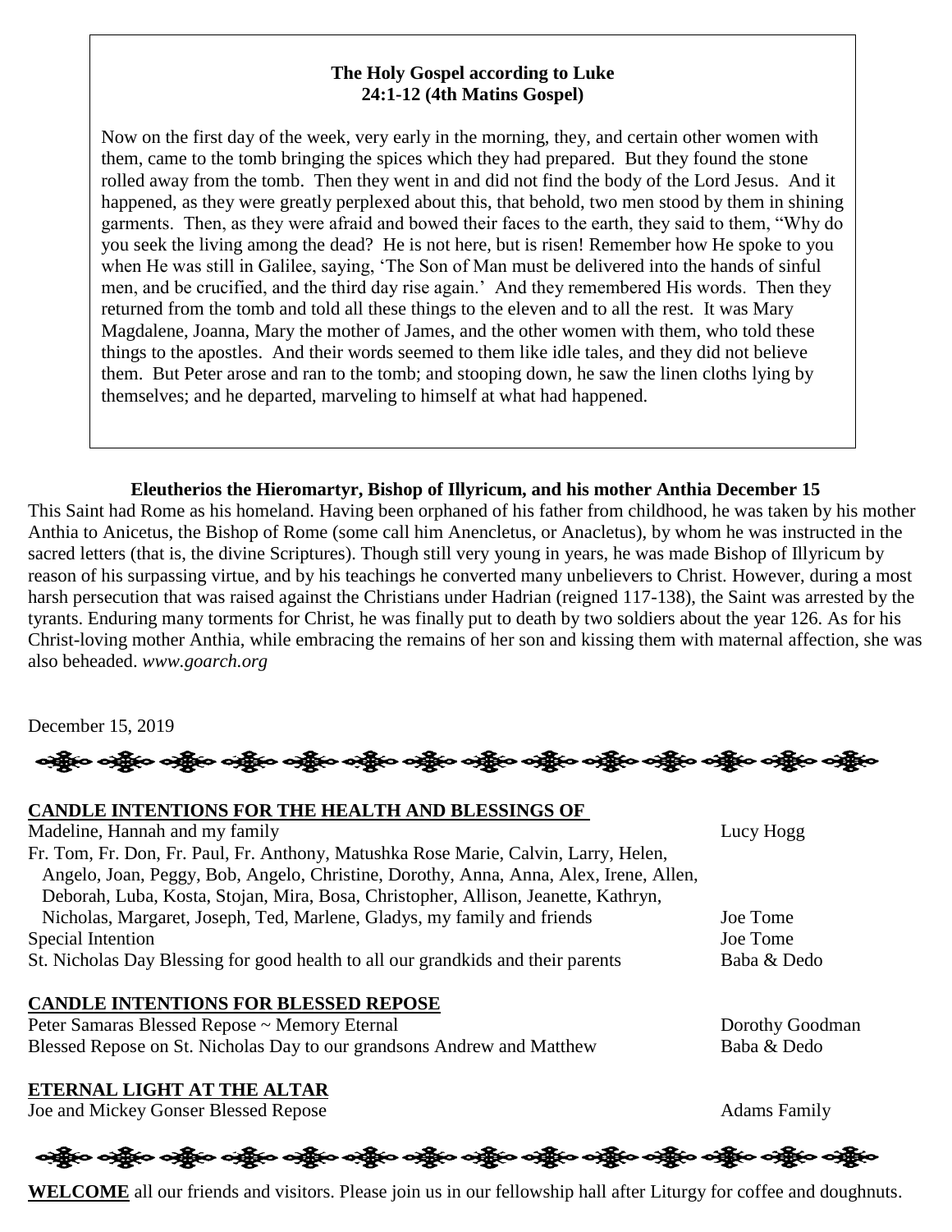**The Holy Gospel according to Luke**
**24:1-12 (4th Matins Gospel)**

Now on the first day of the week, very early in the morning, they, and certain other women with them, came to the tomb bringing the spices which they had prepared. But they found the stone rolled away from the tomb. Then they went in and did not find the body of the Lord Jesus. And it happened, as they were greatly perplexed about this, that behold, two men stood by them in shining garments. Then, as they were afraid and bowed their faces to the earth, they said to them, "Why do you seek the living among the dead? He is not here, but is risen! Remember how He spoke to you when He was still in Galilee, saying, 'The Son of Man must be delivered into the hands of sinful men, and be crucified, and the third day rise again.' And they remembered His words. Then they returned from the tomb and told all these things to the eleven and to all the rest. It was Mary Magdalene, Joanna, Mary the mother of James, and the other women with them, who told these things to the apostles. And their words seemed to them like idle tales, and they did not believe them. But Peter arose and ran to the tomb; and stooping down, he saw the linen cloths lying by themselves; and he departed, marveling to himself at what had happened.

**Eleutherios the Hieromartyr, Bishop of Illyricum, and his mother Anthia December 15**

This Saint had Rome as his homeland. Having been orphaned of his father from childhood, he was taken by his mother Anthia to Anicetus, the Bishop of Rome (some call him Anencletus, or Anacletus), by whom he was instructed in the sacred letters (that is, the divine Scriptures). Though still very young in years, he was made Bishop of Illyricum by reason of his surpassing virtue, and by his teachings he converted many unbelievers to Christ. However, during a most harsh persecution that was raised against the Christians under Hadrian (reigned 117-138), the Saint was arrested by the tyrants. Enduring many torments for Christ, he was finally put to death by two soldiers about the year 126. As for his Christ-loving mother Anthia, while embracing the remains of her son and kissing them with maternal affection, she was also beheaded. *www.goarch.org*

December 15, 2019

**CANDLE INTENTIONS FOR THE HEALTH AND BLESSINGS OF**

| | |
|---|---|
| Madeline, Hannah and my family | Lucy Hogg |
| Fr. Tom, Fr. Don, Fr. Paul, Fr. Anthony, Matushka Rose Marie, Calvin, Larry, Helen, Angelo, Joan, Peggy, Bob, Angelo, Christine, Dorothy, Anna, Anna, Alex, Irene, Allen, Deborah, Luba, Kosta, Stojan, Mira, Bosa, Christopher, Allison, Jeanette, Kathryn, Nicholas, Margaret, Joseph, Ted, Marlene, Gladys, my family and friends | Joe Tome |
| Special Intention | Joe Tome |
| St. Nicholas Day Blessing for good health to all our grandkids and their parents | Baba & Dedo |

**CANDLE INTENTIONS FOR BLESSED REPOSE**

| | |
|---|---|
| Peter Samaras Blessed Repose ~ Memory Eternal | Dorothy Goodman |
| Blessed Repose on St. Nicholas Day to our grandsons Andrew and Matthew | Baba & Dedo |

**ETERNAL LIGHT AT THE ALTAR**

| | |
|---|---|
| Joe and Mickey Gonser Blessed Repose | Adams Family |

**WELCOME** all our friends and visitors. Please join us in our fellowship hall after Liturgy for coffee and doughnuts.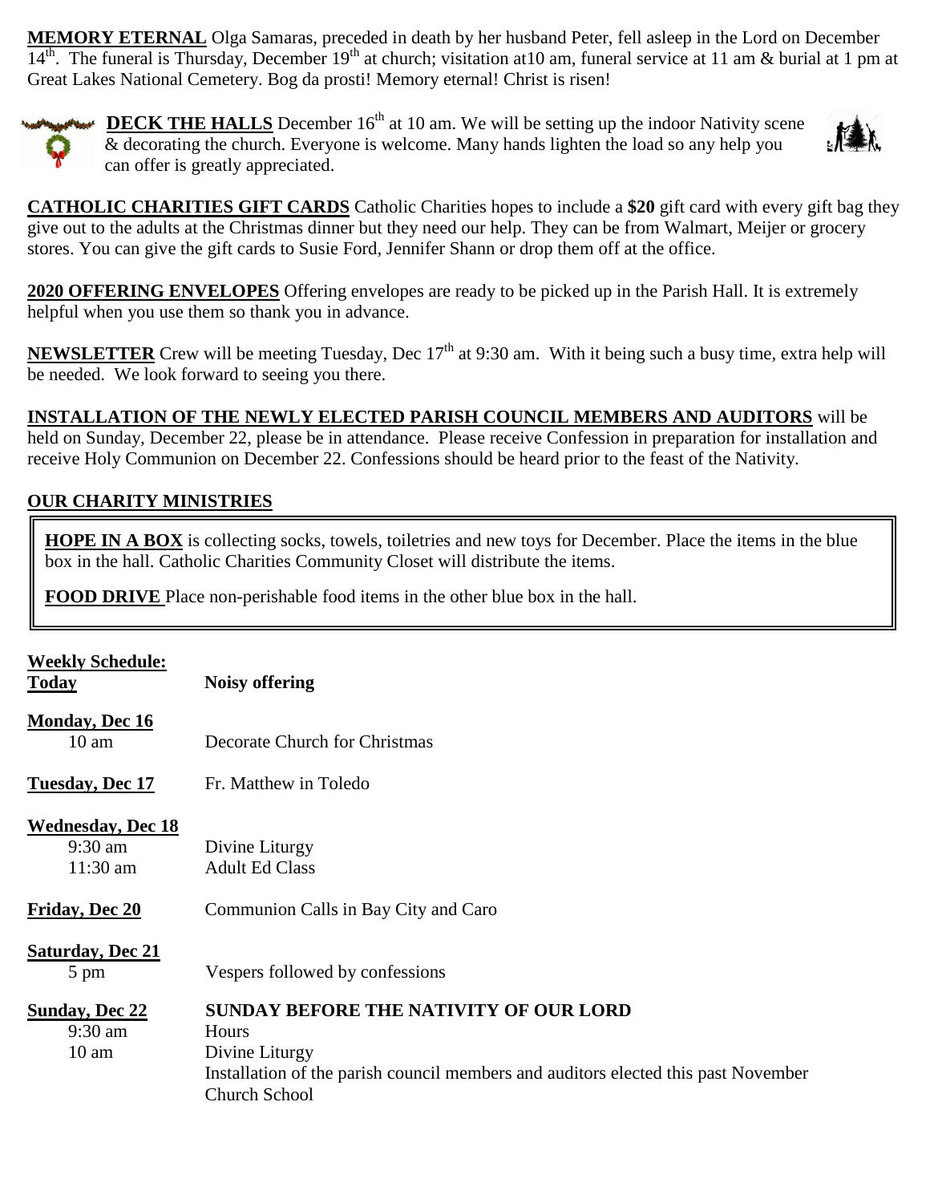**MEMORY ETERNAL** Olga Samaras, preceded in death by her husband Peter, fell asleep in the Lord on December 14th. The funeral is Thursday, December 19th at church; visitation at10 am, funeral service at 11 am & burial at 1 pm at Great Lakes National Cemetery. Bog da prosti! Memory eternal! Christ is risen!

**DECK THE HALLS** December 16th at 10 am. We will be setting up the indoor Nativity scene & decorating the church. Everyone is welcome. Many hands lighten the load so any help you can offer is greatly appreciated.

**CATHOLIC CHARITIES GIFT CARDS** Catholic Charities hopes to include a **$20** gift card with every gift bag they give out to the adults at the Christmas dinner but they need our help. They can be from Walmart, Meijer or grocery stores. You can give the gift cards to Susie Ford, Jennifer Shann or drop them off at the office.

**2020 OFFERING ENVELOPES** Offering envelopes are ready to be picked up in the Parish Hall. It is extremely helpful when you use them so thank you in advance.

**NEWSLETTER** Crew will be meeting Tuesday, Dec 17th at 9:30 am. With it being such a busy time, extra help will be needed. We look forward to seeing you there.

**INSTALLATION OF THE NEWLY ELECTED PARISH COUNCIL MEMBERS AND AUDITORS** will be held on Sunday, December 22, please be in attendance. Please receive Confession in preparation for installation and receive Holy Communion on December 22. Confessions should be heard prior to the feast of the Nativity.

**OUR CHARITY MINISTRIES**

**HOPE IN A BOX** is collecting socks, towels, toiletries and new toys for December. Place the items in the blue box in the hall. Catholic Charities Community Closet will distribute the items.

**FOOD DRIVE** Place non-perishable food items in the other blue box in the hall.

**Weekly Schedule:**

**Today** — **Noisy offering**

**Monday, Dec 16**
- 10 am — Decorate Church for Christmas

**Tuesday, Dec 17** — Fr. Matthew in Toledo

**Wednesday, Dec 18**
- 9:30 am — Divine Liturgy
- 11:30 am — Adult Ed Class

**Friday, Dec 20** — Communion Calls in Bay City and Caro

**Saturday, Dec 21**
- 5 pm — Vespers followed by confessions

**Sunday, Dec 22** — **SUNDAY BEFORE THE NATIVITY OF OUR LORD**
- 9:30 am — Hours
- 10 am — Divine Liturgy
  - Installation of the parish council members and auditors elected this past November
  - Church School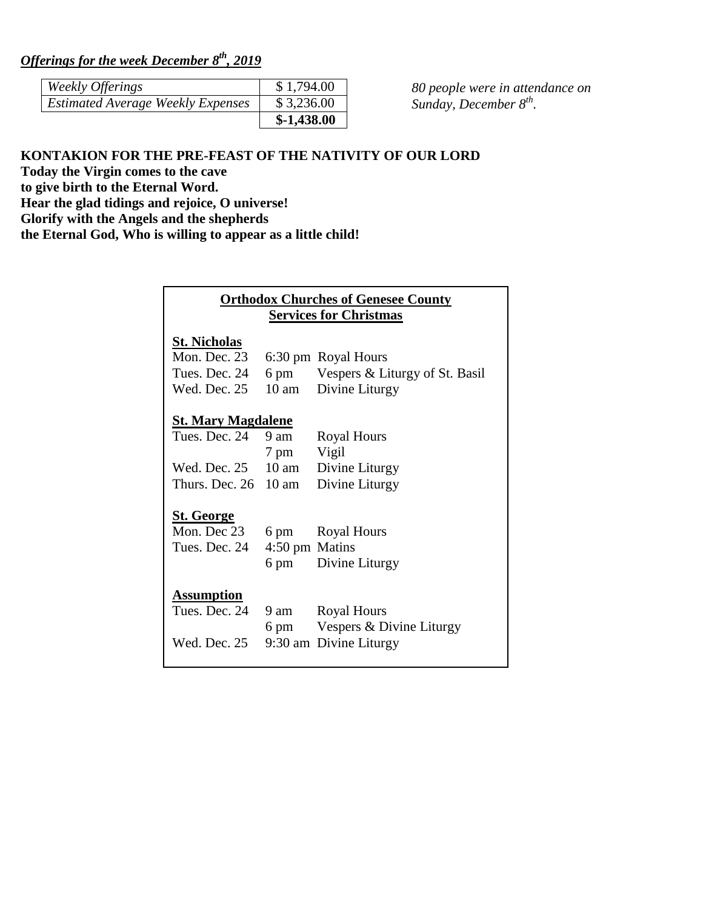***Offerings for the week December 8th, 2019***

| | |
|---|---|
| *Weekly Offerings* | $ 1,794.00 |
| *Estimated Average Weekly Expenses* | $ 3,236.00 |
| | **$-1,438.00** |

*80 people were in attendance on Sunday, December 8th.*

**KONTAKION FOR THE PRE-FEAST OF THE NATIVITY OF OUR LORD**
**Today the Virgin comes to the cave**
**to give birth to the Eternal Word.**
**Hear the glad tidings and rejoice, O universe!**
**Glorify with the Angels and the shepherds**
**the Eternal God, Who is willing to appear as a little child!**

**Orthodox Churches of Genesee County**
**Services for Christmas**

**St. Nicholas**

| | | |
|---|---|---|
| Mon. Dec. 23 | 6:30 pm | Royal Hours |
| Tues. Dec. 24 | 6 pm | Vespers & Liturgy of St. Basil |
| Wed. Dec. 25 | 10 am | Divine Liturgy |

**St. Mary Magdalene**

| | | |
|---|---|---|
| Tues. Dec. 24 | 9 am | Royal Hours |
| | 7 pm | Vigil |
| Wed. Dec. 25 | 10 am | Divine Liturgy |
| Thurs. Dec. 26 | 10 am | Divine Liturgy |

**St. George**

| | | |
|---|---|---|
| Mon. Dec 23 | 6 pm | Royal Hours |
| Tues. Dec. 24 | 4:50 pm | Matins |
| | 6 pm | Divine Liturgy |

**Assumption**

| | | |
|---|---|---|
| Tues. Dec. 24 | 9 am | Royal Hours |
| | 6 pm | Vespers & Divine Liturgy |
| Wed. Dec. 25 | 9:30 am | Divine Liturgy |